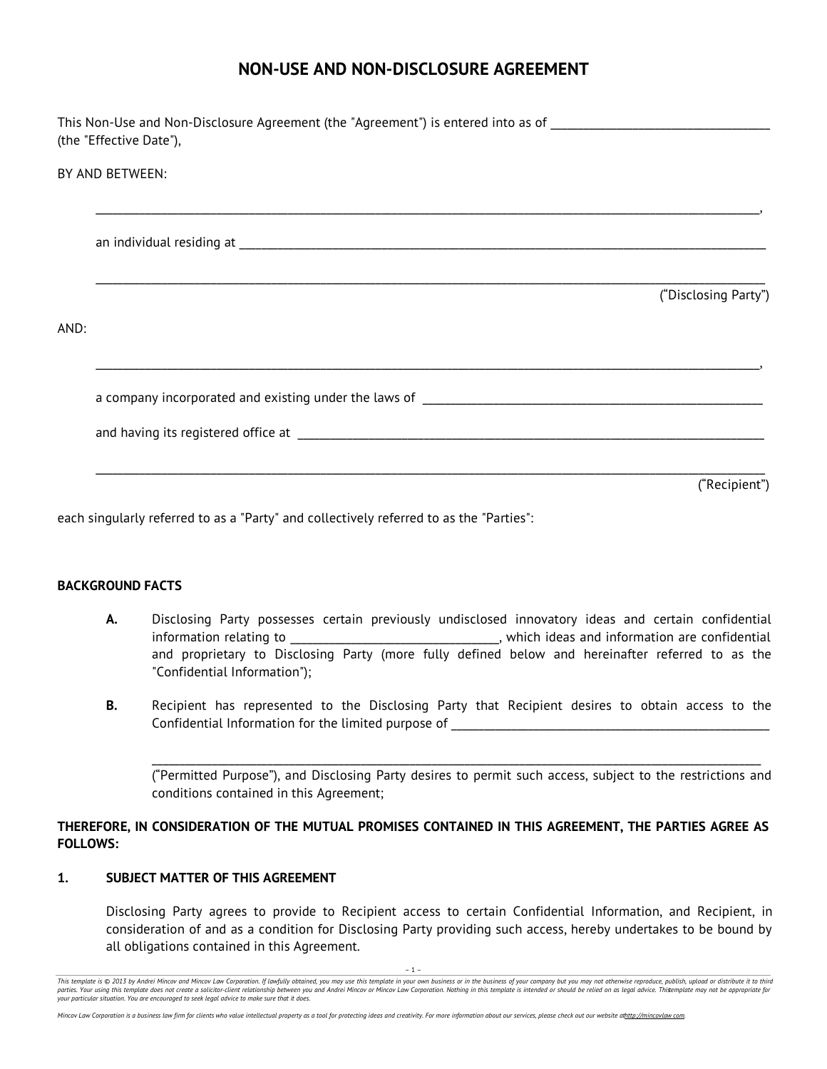# NON-USE AND NON-DISCLOSURE AGREEMENT

This Non-Use and Non-Disclosure Agreement (the "Agreement") is entered into as of ___________________________________ (the "Effective Date"),

BY AND BETWEEN:

________________________________________________________________________________________________,

an individual residing at ______________________________________________________________________________

________________________________________________________________________________________________

("Disclosing Party")

AND:

________________________________________________________________________________________________,

a company incorporated and existing under the laws of ______________________________________________

and having its registered office at _______________________________________________________________

________________________________________________________________________________________________

("Recipient")

each singularly referred to as a "Party" and collectively referred to as the "Parties":

**BACKGROUND FACTS**

**A.** Disclosing Party possesses certain previously undisclosed innovatory ideas and certain confidential information relating to _________________________________, which ideas and information are confidential and proprietary to Disclosing Party (more fully defined below and hereinafter referred to as the "Confidential Information");

**B.** Recipient has represented to the Disclosing Party that Recipient desires to obtain access to the Confidential Information for the limited purpose of ___________________________________________________

______________________________________________________________________________________________ ("Permitted Purpose"), and Disclosing Party desires to permit such access, subject to the restrictions and conditions contained in this Agreement;

**THEREFORE, IN CONSIDERATION OF THE MUTUAL PROMISES CONTAINED IN THIS AGREEMENT, THE PARTIES AGREE AS FOLLOWS:**

## 1. SUBJECT MATTER OF THIS AGREEMENT

Disclosing Party agrees to provide to Recipient access to certain Confidential Information, and Recipient, in consideration of and as a condition for Disclosing Party providing such access, hereby undertakes to be bound by all obligations contained in this Agreement.

*This template is © 2013 by Andrei Mincov and Mincov Law Corporation. If lawfully obtained, you may use this template in your own business or in the business of your company but you may not otherwise reproduce, publish, upload or distribute it to third parties. Your using this template does not create a solicitor-client relationship between you and Andrei Mincov or Mincov Law Corporation. Nothing in this template is intended or should be relied on as legal advice. This template may not be appropriate for your particular situation. You are encouraged to seek legal advice to make sure that it does.*

*Mincov Law Corporation is a business law firm for clients who value intellectual property as a tool for protecting ideas and creativity. For more information about our services, please check out our website at http://mincovlaw.com.*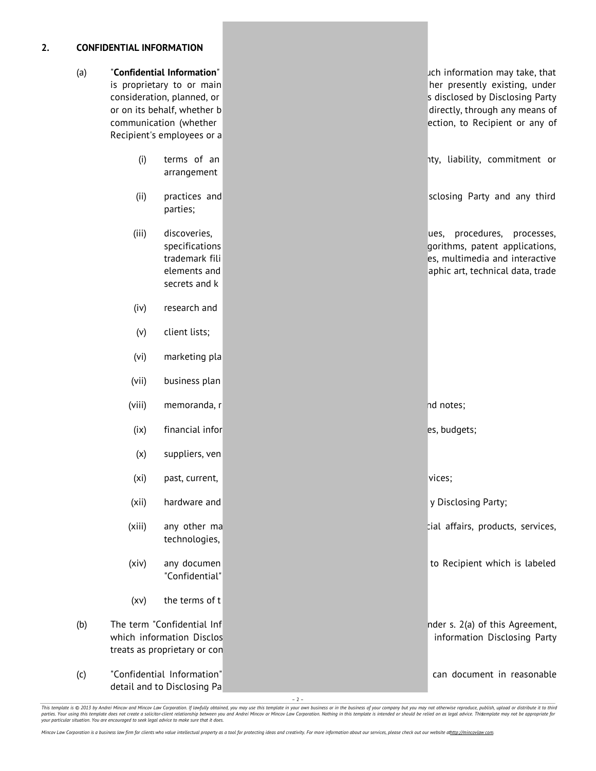## 2. CONFIDENTIAL INFORMATION

(a) "**Confidential Information**" uch information may take, that is proprietary to or main her presently existing, under consideration, planned, or s disclosed by Disclosing Party or on its behalf, whether b directly, through any means of communication (whether ection, to Recipient or any of Recipient's employees or a

(i) terms of an nty, liability, commitment or arrangement

(ii) practices and sclosing Party and any third parties;

(iii) discoveries, ues, procedures, processes, specifications gorithms, patent applications, trademark fili es, multimedia and interactive elements and aphic art, technical data, trade secrets and k

(iv) research and

(v) client lists;

(vi) marketing pla

(vii) business plan

(viii) memoranda, r nd notes;

(ix) financial infor es, budgets;

(x) suppliers, ven

(xi) past, current, vices;

(xii) hardware and y Disclosing Party;

(xiii) any other ma cial affairs, products, services, technologies,

(xiv) any documen to Recipient which is labeled "Confidential"

(xv) the terms of t

(b) The term "Confidential Inf nder s. 2(a) of this Agreement, which information Disclos information Disclosing Party treats as proprietary or con

(c) "Confidential Information" can document in reasonable detail and to Disclosing Pa

*This template is © 2013 by Andrei Mincov and Mincov Law Corporation. If lawfully obtained, you may use this template in your own business or in the business of your company but you may not otherwise reproduce, publish, upload or distribute it to third parties. Your using this template does not create a solicitor-client relationship between you and Andrei Mincov or Mincov Law Corporation. Nothing in this template is intended or should be relied on as legal advice. This template may not be appropriate for your particular situation. You are encouraged to seek legal advice to make sure that it does.*

*Mincov Law Corporation is a business law firm for clients who value intellectual property as a tool for protecting ideas and creativity. For more information about our services, please check out our website at http://mincovlaw.com.*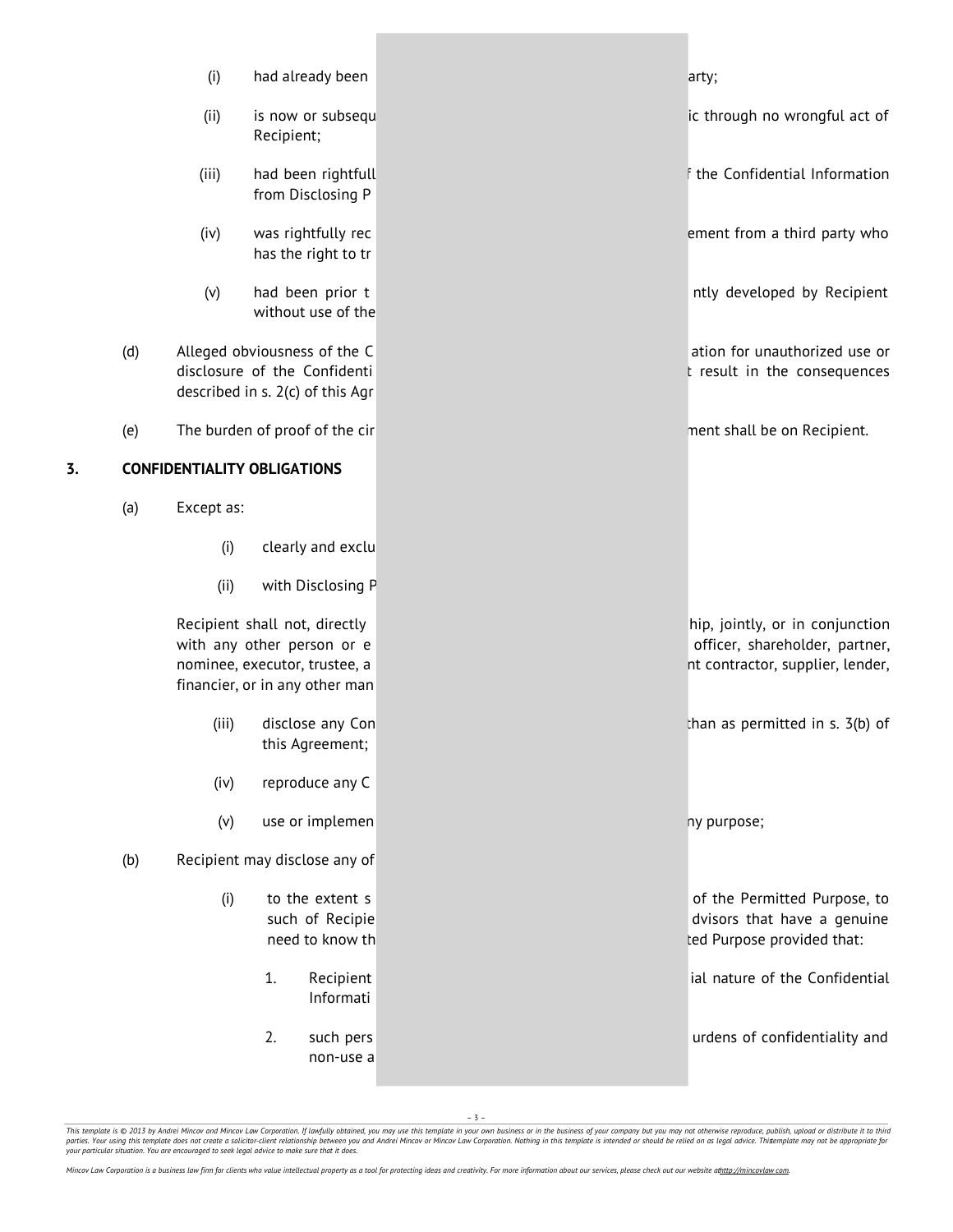(i) had already been arty;

(ii) is now or subsequ ic through no wrongful act of Recipient;

(iii) had been rightfull f the Confidential Information from Disclosing P

(iv) was rightfully rec ement from a third party who has the right to tr

(v) had been prior t ntly developed by Recipient without use of the

(d) Alleged obviousness of the C ation for unauthorized use or disclosure of the Confidenti t result in the consequences described in s. 2(c) of this Agr

(e) The burden of proof of the cir ment shall be on Recipient.

## 3. CONFIDENTIALITY OBLIGATIONS

(a) Except as:

(i) clearly and exclu

(ii) with Disclosing P

Recipient shall not, directly hip, jointly, or in conjunction with any other person or e officer, shareholder, partner, nominee, executor, trustee, a nt contractor, supplier, lender, financier, or in any other man

(iii) disclose any Con than as permitted in s. 3(b) of this Agreement;

(iv) reproduce any C

(v) use or implemen ny purpose;

(b) Recipient may disclose any of

(i) to the extent s of the Permitted Purpose, to such of Recipie dvisors that have a genuine need to know th ted Purpose provided that:

1. Recipient ial nature of the Confidential Informati

2. such pers urdens of confidentiality and non-use a

*This template is © 2013 by Andrei Mincov and Mincov Law Corporation. If lawfully obtained, you may use this template in your own business or in the business of your company but you may not otherwise reproduce, publish, upload or distribute it to third parties. Your using this template does not create a solicitor-client relationship between you and Andrei Mincov or Mincov Law Corporation. Nothing in this template is intended or should be relied on as legal advice. This template may not be appropriate for your particular situation. You are encouraged to seek legal advice to make sure that it does.*

*Mincov Law Corporation is a business law firm for clients who value intellectual property as a tool for protecting ideas and creativity. For more information about our services, please check out our website at http://mincovlaw.com.*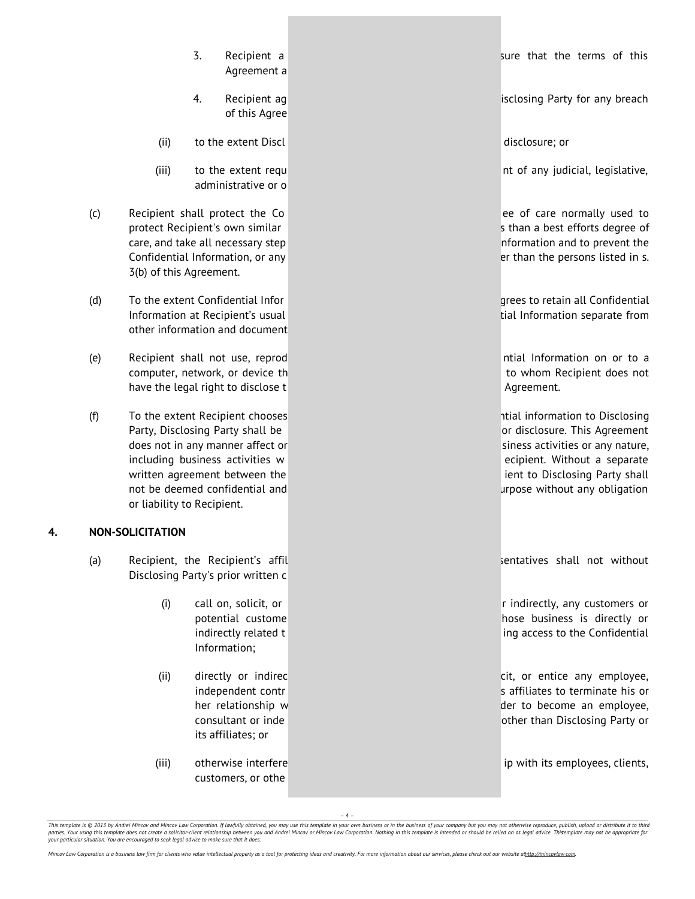3. Recipient a sure that the terms of this Agreement a

4. Recipient ag isclosing Party for any breach of this Agree

(ii) to the extent Discl disclosure; or

(iii) to the extent requ nt of any judicial, legislative, administrative or o

(c) Recipient shall protect the Co ee of care normally used to protect Recipient's own similar s than a best efforts degree of care, and take all necessary step nformation and to prevent the Confidential Information, or any er than the persons listed in s. 3(b) of this Agreement.

(d) To the extent Confidential Infor grees to retain all Confidential Information at Recipient's usual tial Information separate from other information and document

(e) Recipient shall not use, reprod ntial Information on or to a computer, network, or device th to whom Recipient does not have the legal right to disclose t Agreement.

(f) To the extent Recipient chooses ntial information to Disclosing Party, Disclosing Party shall be or disclosure. This Agreement does not in any manner affect or siness activities or any nature, including business activities w ecipient. Without a separate written agreement between the ient to Disclosing Party shall not be deemed confidential and urpose without any obligation or liability to Recipient.

## 4. NON-SOLICITATION

(a) Recipient, the Recipient's affil sentatives shall not without Disclosing Party's prior written c

(i) call on, solicit, or r indirectly, any customers or potential custome hose business is directly or indirectly related t ing access to the Confidential Information;

(ii) directly or indirec cit, or entice any employee, independent contr s affiliates to terminate his or her relationship w der to become an employee, consultant or inde other than Disclosing Party or its affiliates; or

(iii) otherwise interfere ip with its employees, clients, customers, or othe

*This template is © 2013 by Andrei Mincov and Mincov Law Corporation. If lawfully obtained, you may use this template in your own business or in the business of your company but you may not otherwise reproduce, publish, upload or distribute it to third parties. Your using this template does not create a solicitor-client relationship between you and Andrei Mincov or Mincov Law Corporation. Nothing in this template is intended or should be relied on as legal advice. This template may not be appropriate for your particular situation. You are encouraged to seek legal advice to make sure that it does.*

*Mincov Law Corporation is a business law firm for clients who value intellectual property as a tool for protecting ideas and creativity. For more information about our services, please check out our website at http://mincovlaw.com.*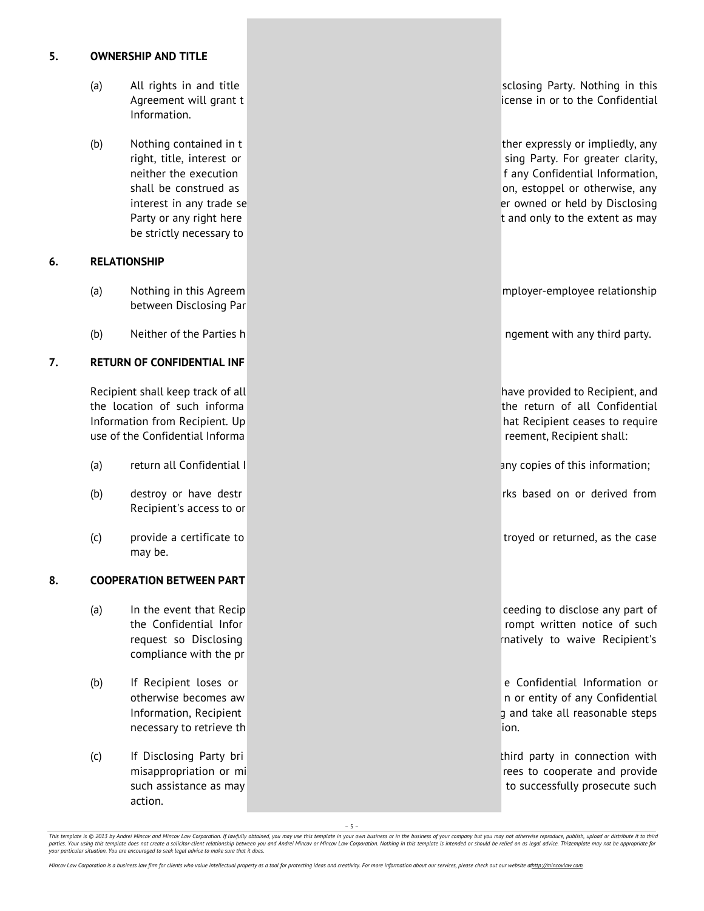## 5. OWNERSHIP AND TITLE

(a) All rights in and title sclosing Party. Nothing in this Agreement will grant t icense in or to the Confidential Information.

(b) Nothing contained in t ther expressly or impliedly, any right, title, interest or sing Party. For greater clarity, neither the execution f any Confidential Information, shall be construed as on, estoppel or otherwise, any interest in any trade se er owned or held by Disclosing Party or any right here t and only to the extent as may be strictly necessary to

## 6. RELATIONSHIP

(a) Nothing in this Agreem mployer-employee relationship between Disclosing Par

(b) Neither of the Parties h ngement with any third party.

## 7. RETURN OF CONFIDENTIAL INF

Recipient shall keep track of all have provided to Recipient, and the location of such informa the return of all Confidential Information from Recipient. Up hat Recipient ceases to require use of the Confidential Informa reement, Recipient shall:

(a) return all Confidential I any copies of this information;

(b) destroy or have destr rks based on or derived from Recipient's access to or

(c) provide a certificate to troyed or returned, as the case may be.

## 8. COOPERATION BETWEEN PART

(a) In the event that Recip ceeding to disclose any part of the Confidential Infor rompt written notice of such request so Disclosing rnatively to waive Recipient's compliance with the pr

(b) If Recipient loses or e Confidential Information or otherwise becomes aw n or entity of any Confidential Information, Recipient g and take all reasonable steps necessary to retrieve th ion.

(c) If Disclosing Party bri third party in connection with misappropriation or mi rees to cooperate and provide such assistance as may to successfully prosecute such action.

*This template is © 2013 by Andrei Mincov and Mincov Law Corporation. If lawfully obtained, you may use this template in your own business or in the business of your company but you may not otherwise reproduce, publish, upload or distribute it to third parties. Your using this template does not create a solicitor-client relationship between you and Andrei Mincov or Mincov Law Corporation. Nothing in this template is intended or should be relied on as legal advice. Thistemplate may not be appropriate for your particular situation. You are encouraged to seek legal advice to make sure that it does.*

*Mincov Law Corporation is a business law firm for clients who value intellectual property as a tool for protecting ideas and creativity. For more information about our services, please check out our website athttp://mincovlaw.com.*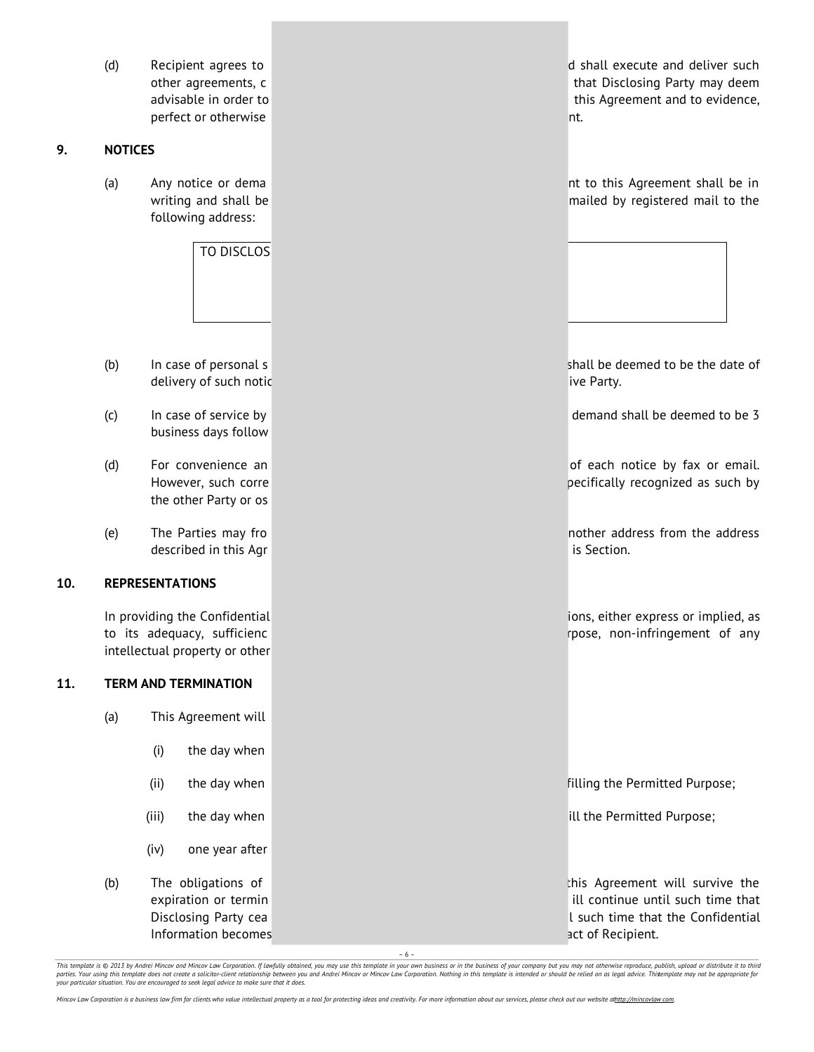(d) Recipient agrees to d shall execute and deliver such other agreements, c that Disclosing Party may deem advisable in order to this Agreement and to evidence, perfect or otherwise nt.

## 9. NOTICES

(a) Any notice or dema nt to this Agreement shall be in writing and shall be mailed by registered mail to the following address:

| TO DISCLOS |
|---|

(b) In case of personal s shall be deemed to be the date of delivery of such notic ive Party.

(c) In case of service by demand shall be deemed to be 3 business days follow

(d) For convenience an of each notice by fax or email. However, such corre pecifically recognized as such by the other Party or os

(e) The Parties may fro nother address from the address described in this Agr is Section.

## 10. REPRESENTATIONS

In providing the Confidential ions, either express or implied, as to its adequacy, sufficienc rpose, non-infringement of any intellectual property or other

## 11. TERM AND TERMINATION

(a) This Agreement will

(i) the day when

(ii) the day when filling the Permitted Purpose;

(iii) the day when ill the Permitted Purpose;

(iv) one year after

(b) The obligations of this Agreement will survive the expiration or termin ill continue until such time that Disclosing Party cea l such time that the Confidential Information becomes act of Recipient.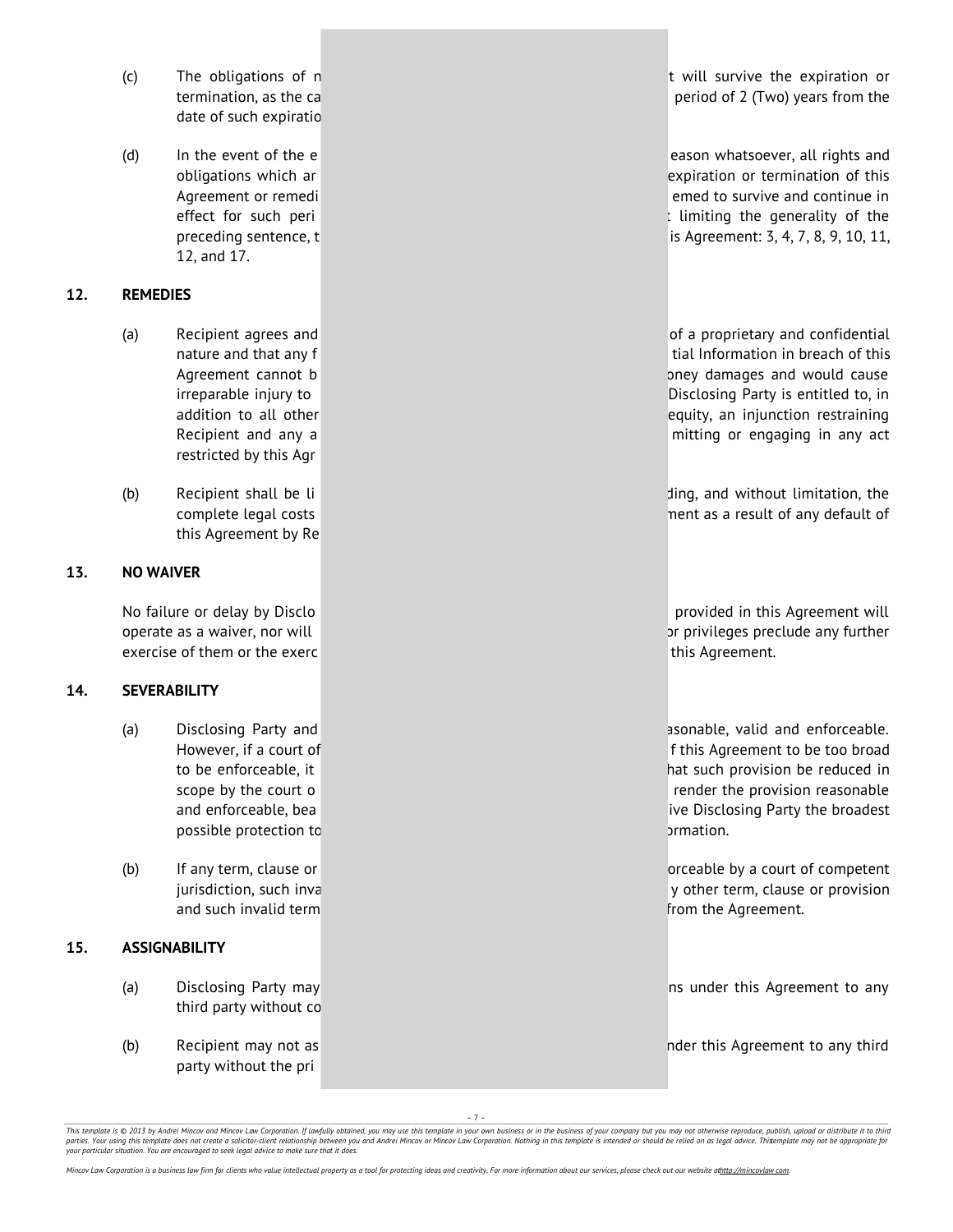(c) The obligations of n t will survive the expiration or termination, as the ca period of 2 (Two) years from the date of such expiratio

(d) In the event of the e eason whatsoever, all rights and obligations which ar expiration or termination of this Agreement or remedi emed to survive and continue in effect for such peri limiting the generality of the preceding sentence, t is Agreement: 3, 4, 7, 8, 9, 10, 11, 12, and 17.

## 12. REMEDIES

(a) Recipient agrees and of a proprietary and confidential nature and that any f tial Information in breach of this Agreement cannot b oney damages and would cause irreparable injury to Disclosing Party is entitled to, in addition to all other equity, an injunction restraining Recipient and any a mitting or engaging in any act restricted by this Agr

(b) Recipient shall be li ding, and without limitation, the complete legal costs nent as a result of any default of this Agreement by Re

## 13. NO WAIVER

No failure or delay by Disclo provided in this Agreement will operate as a waiver, nor will or privileges preclude any further exercise of them or the exerc this Agreement.

## 14. SEVERABILITY

(a) Disclosing Party and asonable, valid and enforceable. However, if a court of f this Agreement to be too broad to be enforceable, it hat such provision be reduced in scope by the court o render the provision reasonable and enforceable, bea ive Disclosing Party the broadest possible protection to ormation.

(b) If any term, clause or orceable by a court of competent jurisdiction, such inva y other term, clause or provision and such invalid term from the Agreement.

## 15. ASSIGNABILITY

(a) Disclosing Party may ns under this Agreement to any third party without co

(b) Recipient may not as nder this Agreement to any third party without the pri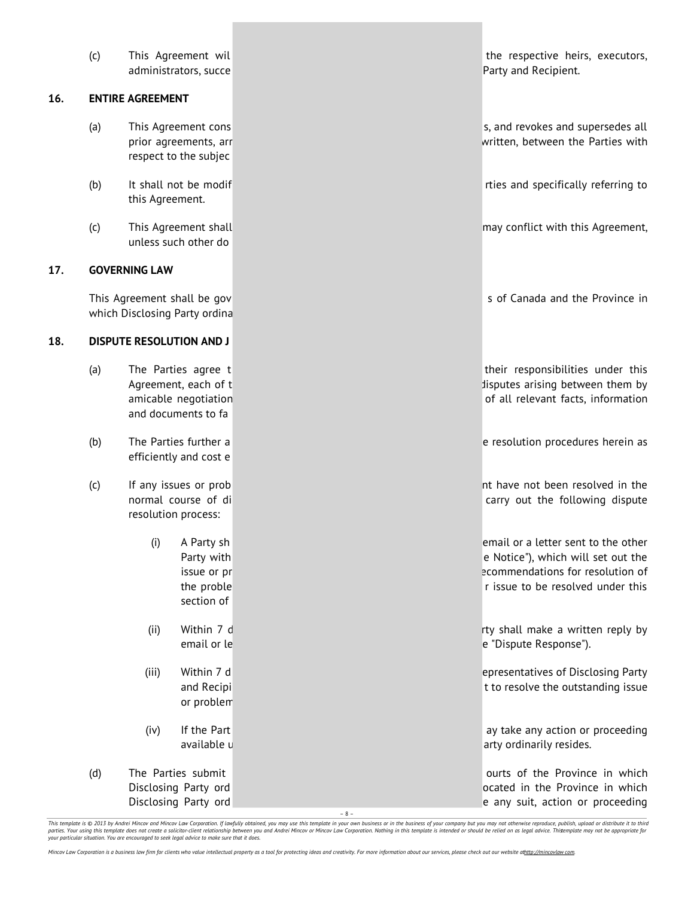(c) This Agreement wil the respective heirs, executors, administrators, succe Party and Recipient.

**16. ENTIRE AGREEMENT**

(a) This Agreement cons s, and revokes and supersedes all prior agreements, arr written, between the Parties with respect to the subjec

(b) It shall not be modif rties and specifically referring to this Agreement.

(c) This Agreement shall may conflict with this Agreement, unless such other do

**17. GOVERNING LAW**

This Agreement shall be gov s of Canada and the Province in which Disclosing Party ordina

**18. DISPUTE RESOLUTION AND J**

(a) The Parties agree t their responsibilities under this Agreement, each of t disputes arising between them by amicable negotiation of all relevant facts, information and documents to fa

(b) The Parties further a e resolution procedures herein as efficiently and cost e

(c) If any issues or prob nt have not been resolved in the normal course of di carry out the following dispute resolution process:

(i) A Party sh email or a letter sent to the other Party with e Notice"), which will set out the issue or pr ecommendations for resolution of the proble r issue to be resolved under this section of

(ii) Within 7 d rty shall make a written reply by email or le e "Dispute Response").

(iii) Within 7 d epresentatives of Disclosing Party and Recipi t to resolve the outstanding issue or problem

(iv) If the Part ay take any action or proceeding available u arty ordinarily resides.

(d) The Parties submit ourts of the Province in which Disclosing Party ord ocated in the Province in which Disclosing Party ord e any suit, action or proceeding

*This template is © 2013 by Andrei Mincov and Mincov Law Corporation. If lawfully obtained, you may use this template in your own business or in the business of your company but you may not otherwise reproduce, publish, upload or distribute it to third parties. Your using this template does not create a solicitor-client relationship between you and Andrei Mincov or Mincov Law Corporation. Nothing in this template is intended or should be relied on as legal advice. This template may not be appropriate for your particular situation. You are encouraged to seek legal advice to make sure that it does.*

*Mincov Law Corporation is a business law firm for clients who value intellectual property as a tool for protecting ideas and creativity. For more information about our services, please check out our website at http://mincovlaw.com.*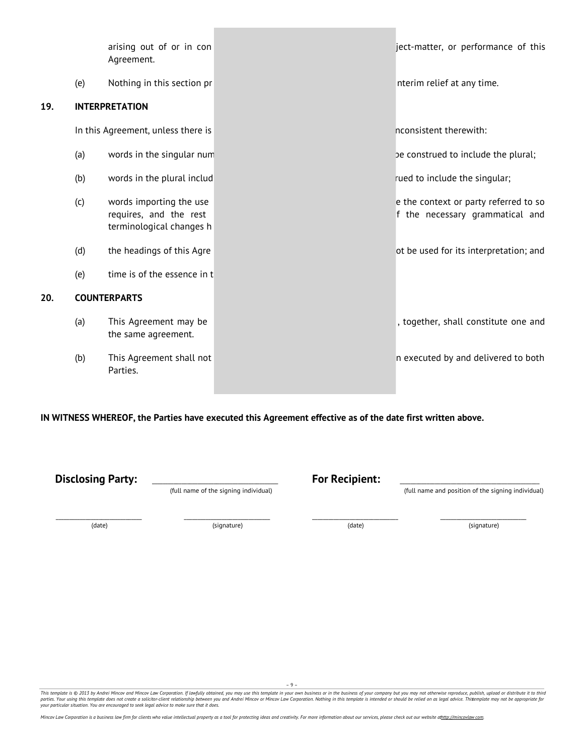arising out of or in con ject-matter, or performance of this Agreement.

(e) Nothing in this section pr nterim relief at any time.

## 19. INTERPRETATION

In this Agreement, unless there is nconsistent therewith:

(a) words in the singular num be construed to include the plural;

(b) words in the plural includ rued to include the singular;

(c) words importing the use e the context or party referred to so requires, and the rest f the necessary grammatical and terminological changes h

(d) the headings of this Agre ot be used for its interpretation; and

(e) time is of the essence in t

## 20. COUNTERPARTS

(a) This Agreement may be , together, shall constitute one and the same agreement.

(b) This Agreement shall not n executed by and delivered to both Parties.

**IN WITNESS WHEREOF, the Parties have executed this Agreement effective as of the date first written above.**

**Disclosing Party:** ____________________________
(full name of the signing individual)

**For Recipient:** ____________________________
(full name and position of the signing individual)

____________________ (date)

____________________ (signature)

____________________ (date)

____________________ (signature)

*This template is © 2013 by Andrei Mincov and Mincov Law Corporation. If lawfully obtained, you may use this template in your own business or in the business of your company but you may not otherwise reproduce, publish, upload or distribute it to third parties. Your using this template does not create a solicitor-client relationship between you and Andrei Mincov or Mincov Law Corporation. Nothing in this template is intended or should be relied on as legal advice. This template may not be appropriate for your particular situation. You are encouraged to seek legal advice to make sure that it does.*

*Mincov Law Corporation is a business law firm for clients who value intellectual property as a tool for protecting ideas and creativity. For more information about our services, please check out our website at http://mincovlaw.com.*